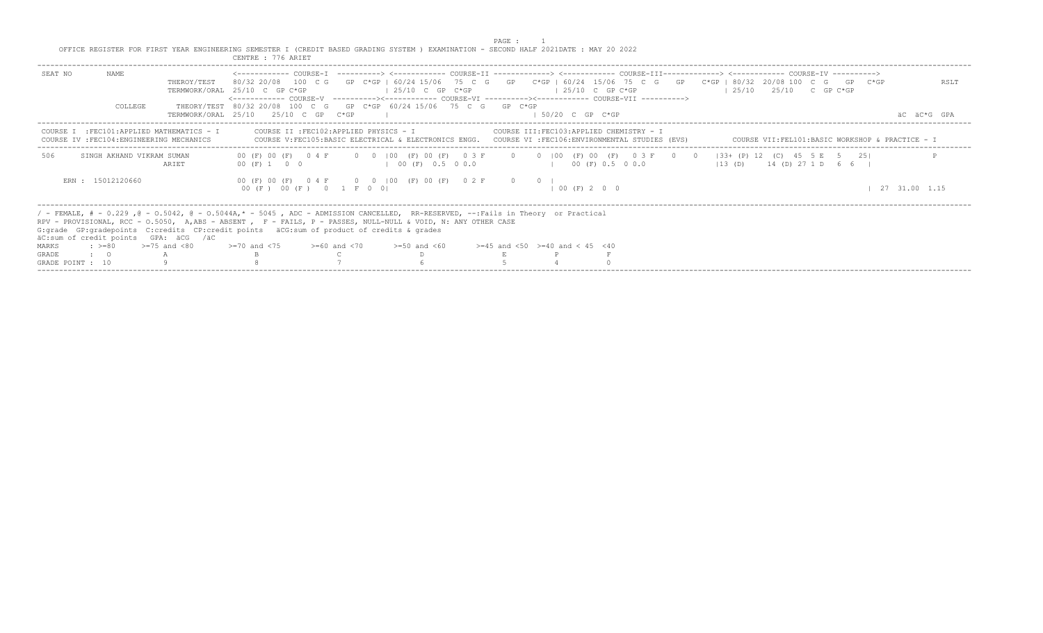OFFICE REGISTER FOR FIRST YEAR ENGINEERING SEMESTER I (CREDIT BASED GRADING SYSTEM ) EXAMINATION - SECOND HALF 2021DATE : MAY 20 2022

CENTRE : 776 ARIET

```
SEAT NO      NAME                         <------------ COURSE-I  ----------> <------------ COURSE-II -------------> <------------ COURSE-III-------------> <------------ COURSE-IV ---------->
                          THEROY/TEST    80/32 20/08  100  C G   GP  C*GP | 60/24 15/06  75  C  G   GP   C*GP | 60/24  15/06  75  C  G   GP   C*GP | 80/32  20/08 100  C  G   GP  C*GP        RSLT
                          TERMWORK/ORAL  25/10  C  GP C*GP               | 25/10  C  GP  C*GP               | 25/10  C  GP C*GP                  | 25/10    25/10   C  GP C*GP
                                         <------------ COURSE-V  ----------><------------ COURSE-VI ----------><------------ COURSE-VII ---------->
             COLLEGE      THEORY/TEST  80/32 20/08  100  C  G   GP  C*GP  60/24 15/06  75  C  G   GP  C*GP
                          TERMWORK/ORAL  25/10   25/10  C  GP   C*GP   |                                | 50/20  C  GP  C*GP                                                          äC  äC*G  GPA
```

COURSE I :FEC101:APPLIED MATHEMATICS - I  COURSE II :FEC102:APPLIED PHYSICS - I  COURSE III:FEC103:APPLIED CHEMISTRY - I
COURSE IV :FEC104:ENGINEERING MECHANICS  COURSE V:FEC105:BASIC ELECTRICAL & ELECTRONICS ENGG.  COURSE VI :FEC106:ENVIRONMENTAL STUDIES (EVS)  COURSE VII:FEL101:BASIC WORKSHOP & PRACTICE - I

```
506      SINGH AKHAND VIKRAM SUMAN      00 (F) 00 (F)   0 4 F      0  0  |00  (F) 00 (F)   0 3 F     0    0  |00  (F) 00  (F)   0 3 F   0   0   |33+ (P) 12  (C)  45  5 E  5   25|            P
                          ARIET         00 (F) 1   0  0                 | 00 (F)  0.5  0 0.0              |     00 (F) 0.5  0 0.0              |13 (D)     14 (D) 27 1 D   6  6  |

     ERN : 15012120660                  00 (F) 00 (F)   0 4 F      0  0  |00   (F) 00 (F)   0 2 F      0    0  |
                                        00 (F )  00 (F )   0   1  F  0  0|                                   | 00 (F) 2  0  0                                                         | 27  31.00  1.15
```

/ - FEMALE, # - 0.229 ,@ - O.5042, @ - O.5044A,* - 5045 , ADC - ADMISSION CANCELLED, RR-RESERVED, --:Fails in Theory or Practical
RPV - PROVISIONAL, RCC - O.5050, A,ABS - ABSENT , F - FAILS, P - PASSES, NULL-NULL & VOID, N: ANY OTHER CASE
G:grade GP:gradepoints C:credits CP:credit points äCG:sum of product of credits & grades
äC:sum of credit points GPA: äCG /äC

| MARKS | : >=80 | >=75 and <80 | >=70 and <75 | >=60 and <70 | >=50 and <60 | >=45 and <50 | >=40 and < 45 | <40 |
|---|---|---|---|---|---|---|---|---|
| GRADE | : O | A | B | C | D | E | P | F |
| GRADE POINT | : 10 | 9 | 8 | 7 | 6 | 5 | 4 | 0 |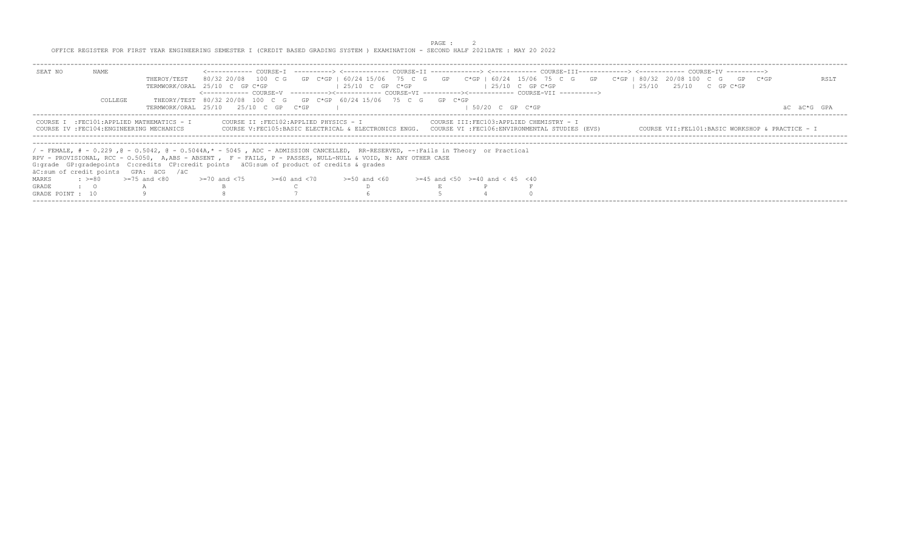OFFICE REGISTER FOR FIRST YEAR ENGINEERING SEMESTER I (CREDIT BASED GRADING SYSTEM ) EXAMINATION - SECOND HALF 2021DATE : MAY 20 2022

```
SEAT NO     NAME                   <------------ COURSE-I  ----------> <------------ COURSE-II -------------> <------------ COURSE-III-------------> <------------ COURSE-IV ---------->
                    THEROY/TEST    80/32 20/08  100  C G    GP  C*GP | 60/24 15/06   75  C  G    GP    C*GP | 60/24  15/06  75  C  G    GP    C*GP | 80/32  20/08 100  C  G    GP   C*GP             RSLT
                    TERMWORK/ORAL  25/10  C  GP C*GP                 | 25/10  C  GP  C*GP                   | 25/10  C  GP C*GP                    | 25/10    25/10    C  GP C*GP
                                   <------------ COURSE-V  ----------><------------ COURSE-VI ----------><------------ COURSE-VII ---------->
            COLLEGE    THEORY/TEST 80/32 20/08  100  C  G    GP  C*GP  60/24 15/06   75  C  G    GP  C*GP
                    TERMWORK/ORAL  25/10    25/10  C  GP   C*GP      |                                     | 50/20  C  GP  C*GP                                                                        äC  äC*G  GPA
```

COURSE I :FEC101:APPLIED MATHEMATICS - I    COURSE II :FEC102:APPLIED PHYSICS - I    COURSE III:FEC103:APPLIED CHEMISTRY - I
COURSE IV :FEC104:ENGINEERING MECHANICS    COURSE V:FEC105:BASIC ELECTRICAL & ELECTRONICS ENGG.    COURSE VI :FEC106:ENVIRONMENTAL STUDIES (EVS)    COURSE VII:FEL101:BASIC WORKSHOP & PRACTICE - I

/ - FEMALE, # - 0.229 ,@ - O.5042, @ - O.5044A,* - 5045 , ADC - ADMISSION CANCELLED, RR-RESERVED, --:Fails in Theory or Practical
RPV - PROVISIONAL, RCC - O.5050, A,ABS - ABSENT , F - FAILS, P - PASSES, NULL-NULL & VOID, N: ANY OTHER CASE
G:grade GP:gradepoints C:credits CP:credit points äCG:sum of product of credits & grades
äC:sum of credit points GPA: äCG /äC

| | | | | | | | | |
|---|---|---|---|---|---|---|---|---|
| MARKS | : >=80 | >=75 and <80 | >=70 and <75 | >=60 and <70 | >=50 and <60 | >=45 and <50 | >=40 and < 45 | <40 |
| GRADE | : O | A | B | C | D | E | P | F |
| GRADE POINT | : 10 | 9 | 8 | 7 | 6 | 5 | 4 | 0 |